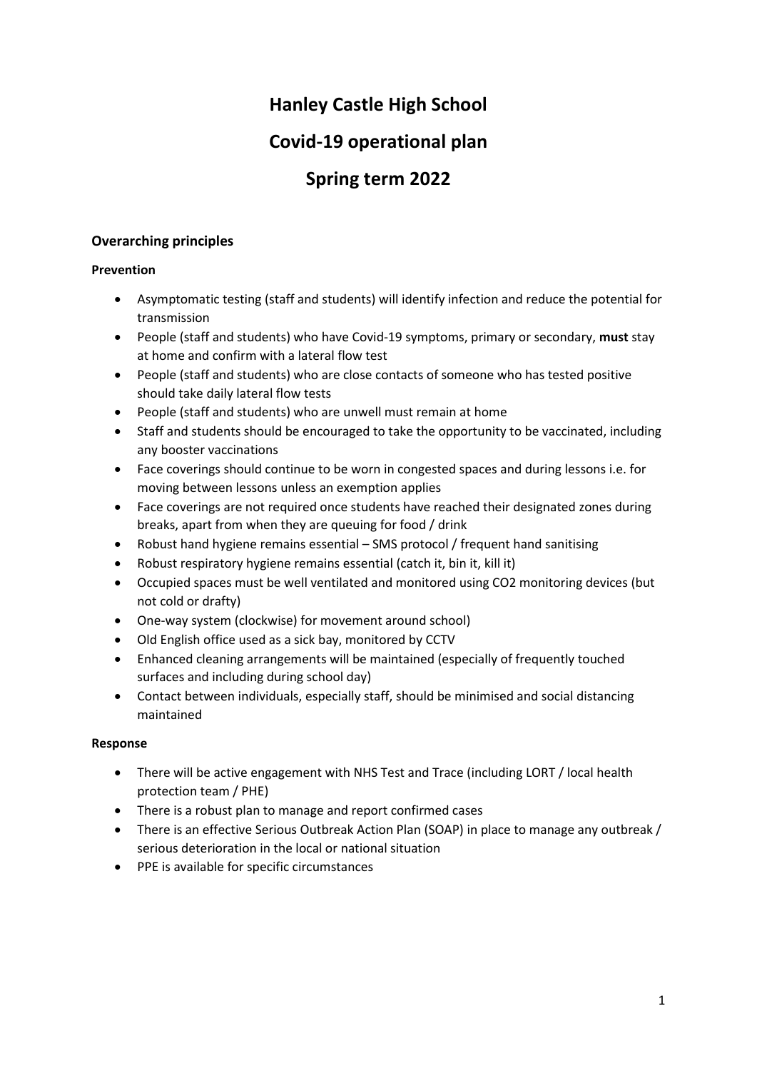# Hanley Castle High School

# Covid-19 operational plan

# Spring term 2022

### Overarching principles

#### Prevention

- Asymptomatic testing (staff and students) will identify infection and reduce the potential for transmission
- People (staff and students) who have Covid-19 symptoms, primary or secondary, **must** stay at home and confirm with a lateral flow test
- People (staff and students) who are close contacts of someone who has tested positive should take daily lateral flow tests
- People (staff and students) who are unwell must remain at home
- Staff and students should be encouraged to take the opportunity to be vaccinated, including any booster vaccinations
- Face coverings should continue to be worn in congested spaces and during lessons i.e. for moving between lessons unless an exemption applies
- Face coverings are not required once students have reached their designated zones during breaks, apart from when they are queuing for food / drink
- Robust hand hygiene remains essential – SMS protocol / frequent hand sanitising
- Robust respiratory hygiene remains essential (catch it, bin it, kill it)
- Occupied spaces must be well ventilated and monitored using $CO_2$ monitoring devices (but not cold or drafty)
- One-way system (clockwise) for movement around school)
- Old English office used as a sick bay, monitored by CCTV
- Enhanced cleaning arrangements will be maintained (especially of frequently touched surfaces and including during school day)
- Contact between individuals, especially staff, should be minimised and social distancing maintained

#### Response

- There will be active engagement with NHS Test and Trace (including LORT / local health protection team / PHE)
- There is a robust plan to manage and report confirmed cases
- There is an effective Serious Outbreak Action Plan (SOAP) in place to manage any outbreak / serious deterioration in the local or national situation
- PPE is available for specific circumstances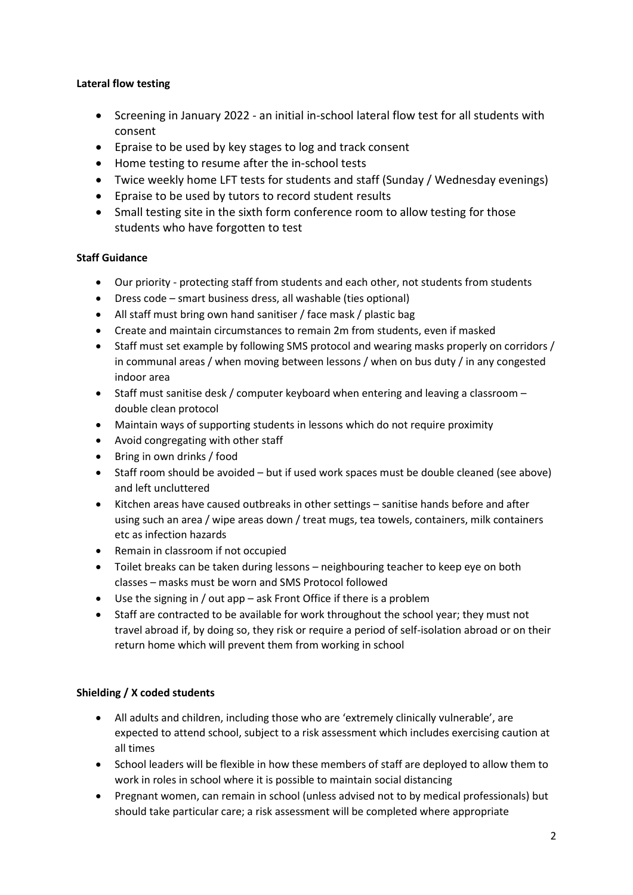**Lateral flow testing**

- Screening in January 2022 - an initial in-school lateral flow test for all students with consent
- Epraise to be used by key stages to log and track consent
- Home testing to resume after the in-school tests
- Twice weekly home LFT tests for students and staff (Sunday / Wednesday evenings)
- Epraise to be used by tutors to record student results
- Small testing site in the sixth form conference room to allow testing for those students who have forgotten to test

**Staff Guidance**

- Our priority - protecting staff from students and each other, not students from students
- Dress code – smart business dress, all washable (ties optional)
- All staff must bring own hand sanitiser / face mask / plastic bag
- Create and maintain circumstances to remain 2m from students, even if masked
- Staff must set example by following SMS protocol and wearing masks properly on corridors / in communal areas / when moving between lessons / when on bus duty / in any congested indoor area
- Staff must sanitise desk / computer keyboard when entering and leaving a classroom – double clean protocol
- Maintain ways of supporting students in lessons which do not require proximity
- Avoid congregating with other staff
- Bring in own drinks / food
- Staff room should be avoided – but if used work spaces must be double cleaned (see above) and left uncluttered
- Kitchen areas have caused outbreaks in other settings – sanitise hands before and after using such an area / wipe areas down / treat mugs, tea towels, containers, milk containers etc as infection hazards
- Remain in classroom if not occupied
- Toilet breaks can be taken during lessons – neighbouring teacher to keep eye on both classes – masks must be worn and SMS Protocol followed
- Use the signing in / out app – ask Front Office if there is a problem
- Staff are contracted to be available for work throughout the school year; they must not travel abroad if, by doing so, they risk or require a period of self-isolation abroad or on their return home which will prevent them from working in school

**Shielding / X coded students**

- All adults and children, including those who are 'extremely clinically vulnerable', are expected to attend school, subject to a risk assessment which includes exercising caution at all times
- School leaders will be flexible in how these members of staff are deployed to allow them to work in roles in school where it is possible to maintain social distancing
- Pregnant women, can remain in school (unless advised not to by medical professionals) but should take particular care; a risk assessment will be completed where appropriate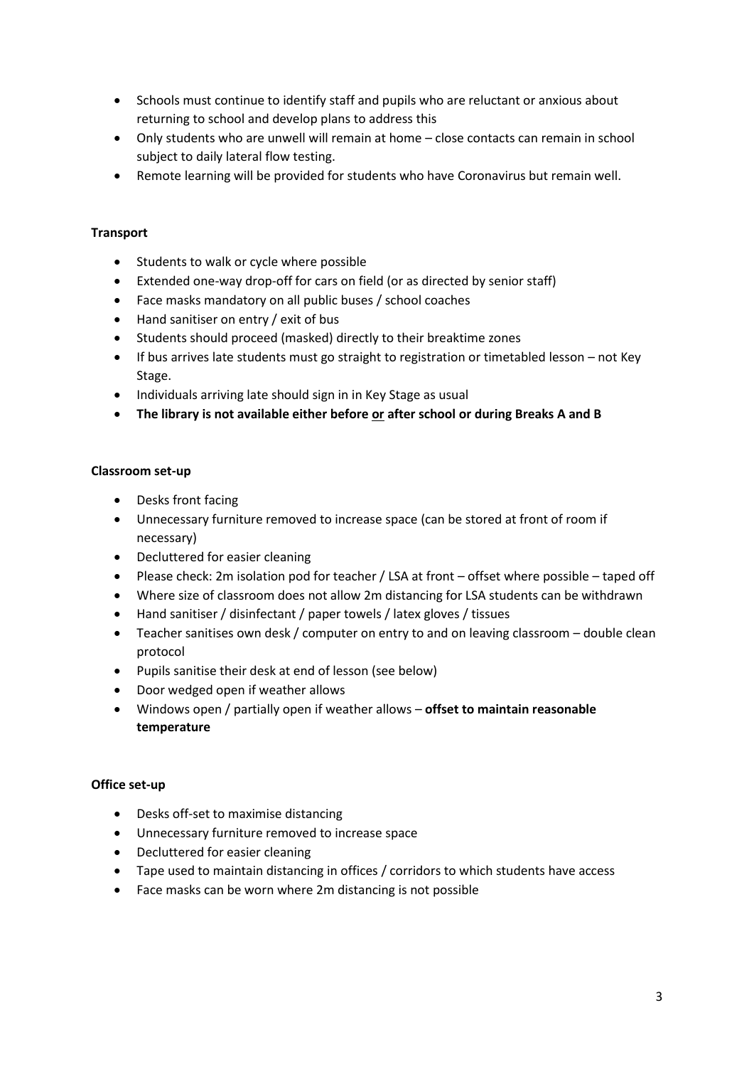- Schools must continue to identify staff and pupils who are reluctant or anxious about returning to school and develop plans to address this
- Only students who are unwell will remain at home – close contacts can remain in school subject to daily lateral flow testing.
- Remote learning will be provided for students who have Coronavirus but remain well.

**Transport**

- Students to walk or cycle where possible
- Extended one-way drop-off for cars on field (or as directed by senior staff)
- Face masks mandatory on all public buses / school coaches
- Hand sanitiser on entry / exit of bus
- Students should proceed (masked) directly to their breaktime zones
- If bus arrives late students must go straight to registration or timetabled lesson – not Key Stage.
- Individuals arriving late should sign in in Key Stage as usual
- **The library is not available either before <u>or</u> after school or during Breaks A and B**

**Classroom set-up**

- Desks front facing
- Unnecessary furniture removed to increase space (can be stored at front of room if necessary)
- Decluttered for easier cleaning
- Please check: 2m isolation pod for teacher / LSA at front – offset where possible – taped off
- Where size of classroom does not allow 2m distancing for LSA students can be withdrawn
- Hand sanitiser / disinfectant / paper towels / latex gloves / tissues
- Teacher sanitises own desk / computer on entry to and on leaving classroom – double clean protocol
- Pupils sanitise their desk at end of lesson (see below)
- Door wedged open if weather allows
- Windows open / partially open if weather allows – **offset to maintain reasonable temperature**

**Office set-up**

- Desks off-set to maximise distancing
- Unnecessary furniture removed to increase space
- Decluttered for easier cleaning
- Tape used to maintain distancing in offices / corridors to which students have access
- Face masks can be worn where 2m distancing is not possible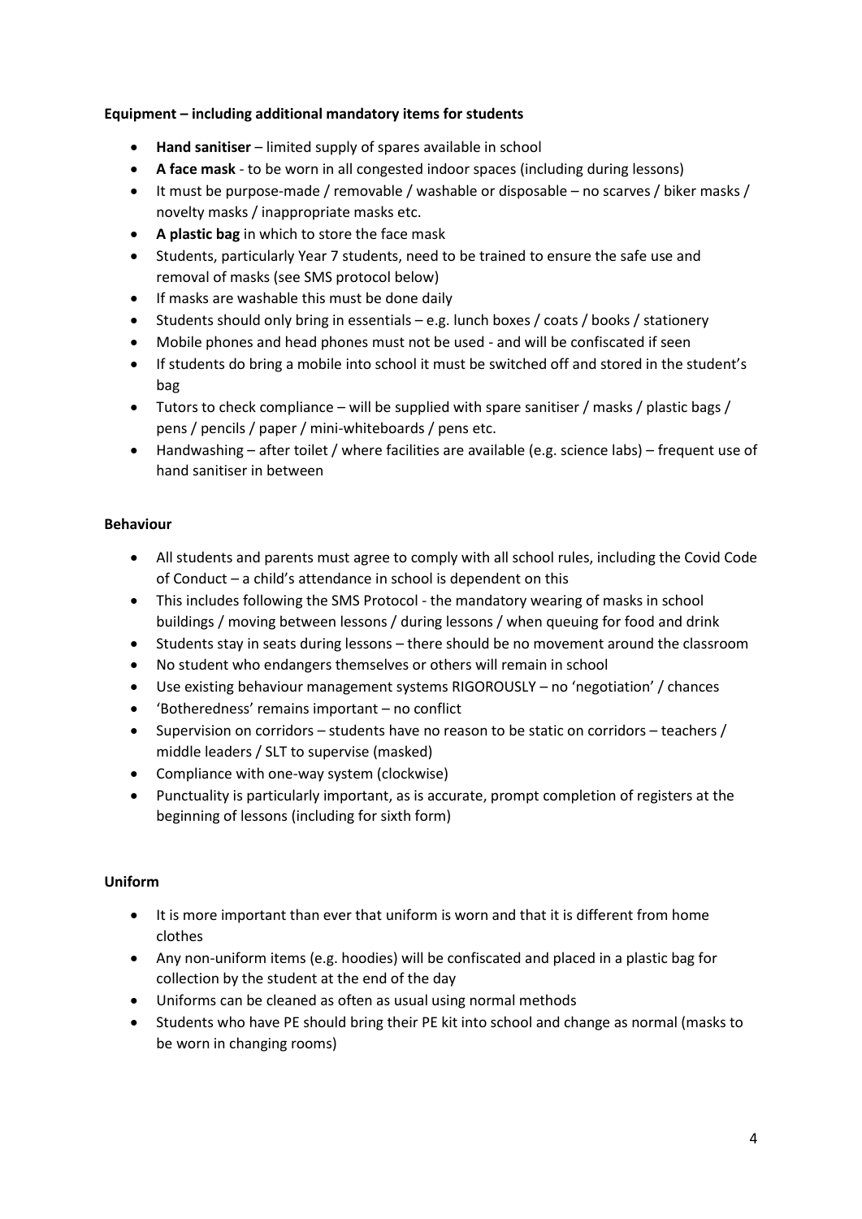**Equipment – including additional mandatory items for students**

- **Hand sanitiser** – limited supply of spares available in school
- **A face mask** - to be worn in all congested indoor spaces (including during lessons)
- It must be purpose-made / removable / washable or disposable – no scarves / biker masks / novelty masks / inappropriate masks etc.
- **A plastic bag** in which to store the face mask
- Students, particularly Year 7 students, need to be trained to ensure the safe use and removal of masks (see SMS protocol below)
- If masks are washable this must be done daily
- Students should only bring in essentials – e.g. lunch boxes / coats / books / stationery
- Mobile phones and head phones must not be used - and will be confiscated if seen
- If students do bring a mobile into school it must be switched off and stored in the student's bag
- Tutors to check compliance – will be supplied with spare sanitiser / masks / plastic bags / pens / pencils / paper / mini-whiteboards / pens etc.
- Handwashing – after toilet / where facilities are available (e.g. science labs) – frequent use of hand sanitiser in between

**Behaviour**

- All students and parents must agree to comply with all school rules, including the Covid Code of Conduct – a child's attendance in school is dependent on this
- This includes following the SMS Protocol - the mandatory wearing of masks in school buildings / moving between lessons / during lessons / when queuing for food and drink
- Students stay in seats during lessons – there should be no movement around the classroom
- No student who endangers themselves or others will remain in school
- Use existing behaviour management systems RIGOROUSLY – no 'negotiation' / chances
- 'Botheredness' remains important – no conflict
- Supervision on corridors – students have no reason to be static on corridors – teachers / middle leaders / SLT to supervise (masked)
- Compliance with one-way system (clockwise)
- Punctuality is particularly important, as is accurate, prompt completion of registers at the beginning of lessons (including for sixth form)

**Uniform**

- It is more important than ever that uniform is worn and that it is different from home clothes
- Any non-uniform items (e.g. hoodies) will be confiscated and placed in a plastic bag for collection by the student at the end of the day
- Uniforms can be cleaned as often as usual using normal methods
- Students who have PE should bring their PE kit into school and change as normal (masks to be worn in changing rooms)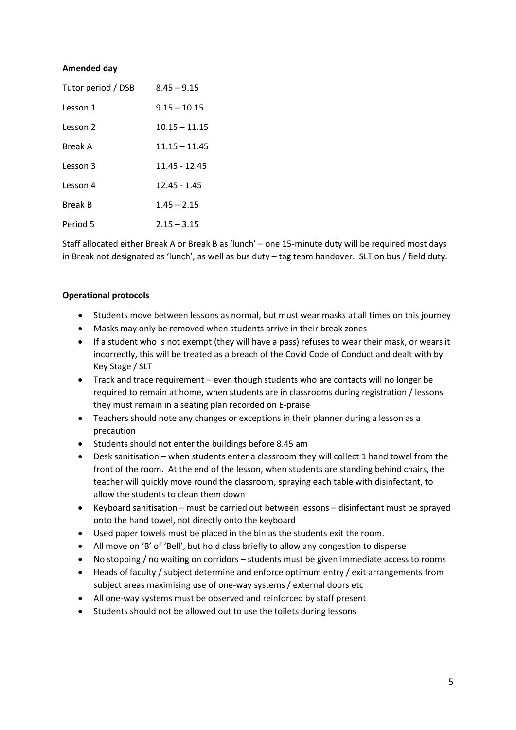**Amended day**

| | |
|---|---|
| Tutor period / DSB | 8.45 – 9.15 |
| Lesson 1 | 9.15 – 10.15 |
| Lesson 2 | 10.15 – 11.15 |
| Break A | 11.15 – 11.45 |
| Lesson 3 | 11.45 - 12.45 |
| Lesson 4 | 12.45 - 1.45 |
| Break B | 1.45 – 2.15 |
| Period 5 | 2.15 – 3.15 |

Staff allocated either Break A or Break B as 'lunch' – one 15-minute duty will be required most days in Break not designated as 'lunch', as well as bus duty – tag team handover. SLT on bus / field duty.

**Operational protocols**

- Students move between lessons as normal, but must wear masks at all times on this journey
- Masks may only be removed when students arrive in their break zones
- If a student who is not exempt (they will have a pass) refuses to wear their mask, or wears it incorrectly, this will be treated as a breach of the Covid Code of Conduct and dealt with by Key Stage / SLT
- Track and trace requirement – even though students who are contacts will no longer be required to remain at home, when students are in classrooms during registration / lessons they must remain in a seating plan recorded on E-praise
- Teachers should note any changes or exceptions in their planner during a lesson as a precaution
- Students should not enter the buildings before 8.45 am
- Desk sanitisation – when students enter a classroom they will collect 1 hand towel from the front of the room. At the end of the lesson, when students are standing behind chairs, the teacher will quickly move round the classroom, spraying each table with disinfectant, to allow the students to clean them down
- Keyboard sanitisation – must be carried out between lessons – disinfectant must be sprayed onto the hand towel, not directly onto the keyboard
- Used paper towels must be placed in the bin as the students exit the room.
- All move on 'B' of 'Bell', but hold class briefly to allow any congestion to disperse
- No stopping / no waiting on corridors – students must be given immediate access to rooms
- Heads of faculty / subject determine and enforce optimum entry / exit arrangements from subject areas maximising use of one-way systems / external doors etc
- All one-way systems must be observed and reinforced by staff present
- Students should not be allowed out to use the toilets during lessons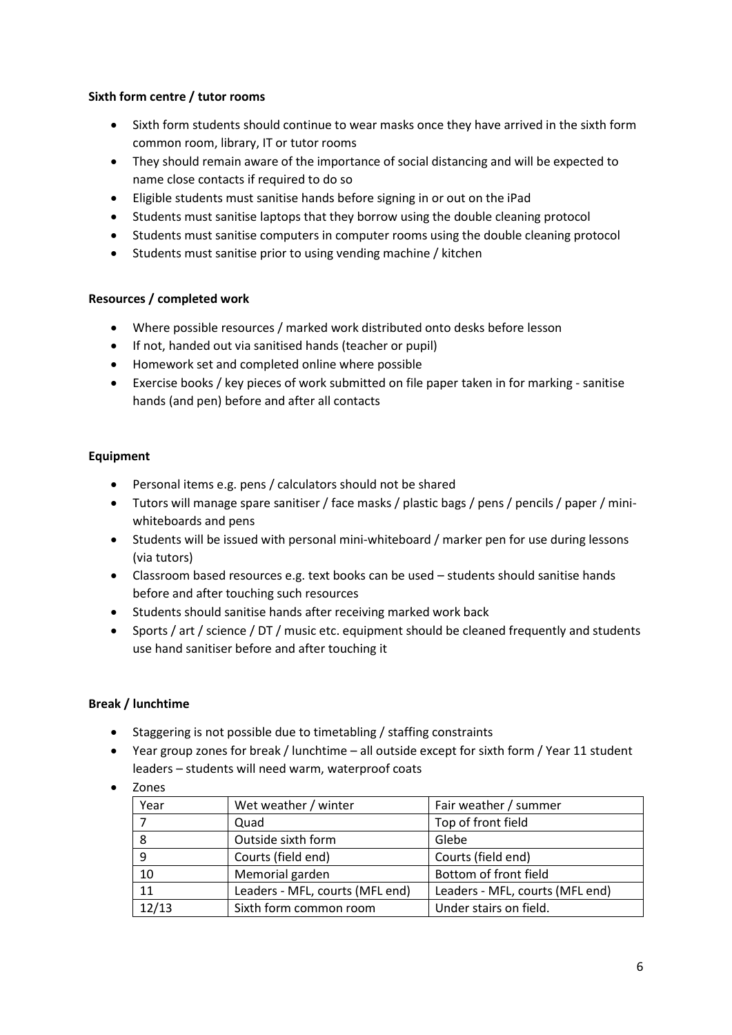**Sixth form centre / tutor rooms**

- Sixth form students should continue to wear masks once they have arrived in the sixth form common room, library, IT or tutor rooms
- They should remain aware of the importance of social distancing and will be expected to name close contacts if required to do so
- Eligible students must sanitise hands before signing in or out on the iPad
- Students must sanitise laptops that they borrow using the double cleaning protocol
- Students must sanitise computers in computer rooms using the double cleaning protocol
- Students must sanitise prior to using vending machine / kitchen

**Resources / completed work**

- Where possible resources / marked work distributed onto desks before lesson
- If not, handed out via sanitised hands (teacher or pupil)
- Homework set and completed online where possible
- Exercise books / key pieces of work submitted on file paper taken in for marking - sanitise hands (and pen) before and after all contacts

**Equipment**

- Personal items e.g. pens / calculators should not be shared
- Tutors will manage spare sanitiser / face masks / plastic bags / pens / pencils / paper / mini-whiteboards and pens
- Students will be issued with personal mini-whiteboard / marker pen for use during lessons (via tutors)
- Classroom based resources e.g. text books can be used – students should sanitise hands before and after touching such resources
- Students should sanitise hands after receiving marked work back
- Sports / art / science / DT / music etc. equipment should be cleaned frequently and students use hand sanitiser before and after touching it

**Break / lunchtime**

- Staggering is not possible due to timetabling / staffing constraints
- Year group zones for break / lunchtime – all outside except for sixth form / Year 11 student leaders – students will need warm, waterproof coats
- Zones

| Year | Wet weather / winter | Fair weather / summer |
|---|---|---|
| 7 | Quad | Top of front field |
| 8 | Outside sixth form | Glebe |
| 9 | Courts (field end) | Courts (field end) |
| 10 | Memorial garden | Bottom of front field |
| 11 | Leaders - MFL, courts (MFL end) | Leaders - MFL, courts (MFL end) |
| 12/13 | Sixth form common room | Under stairs on field. |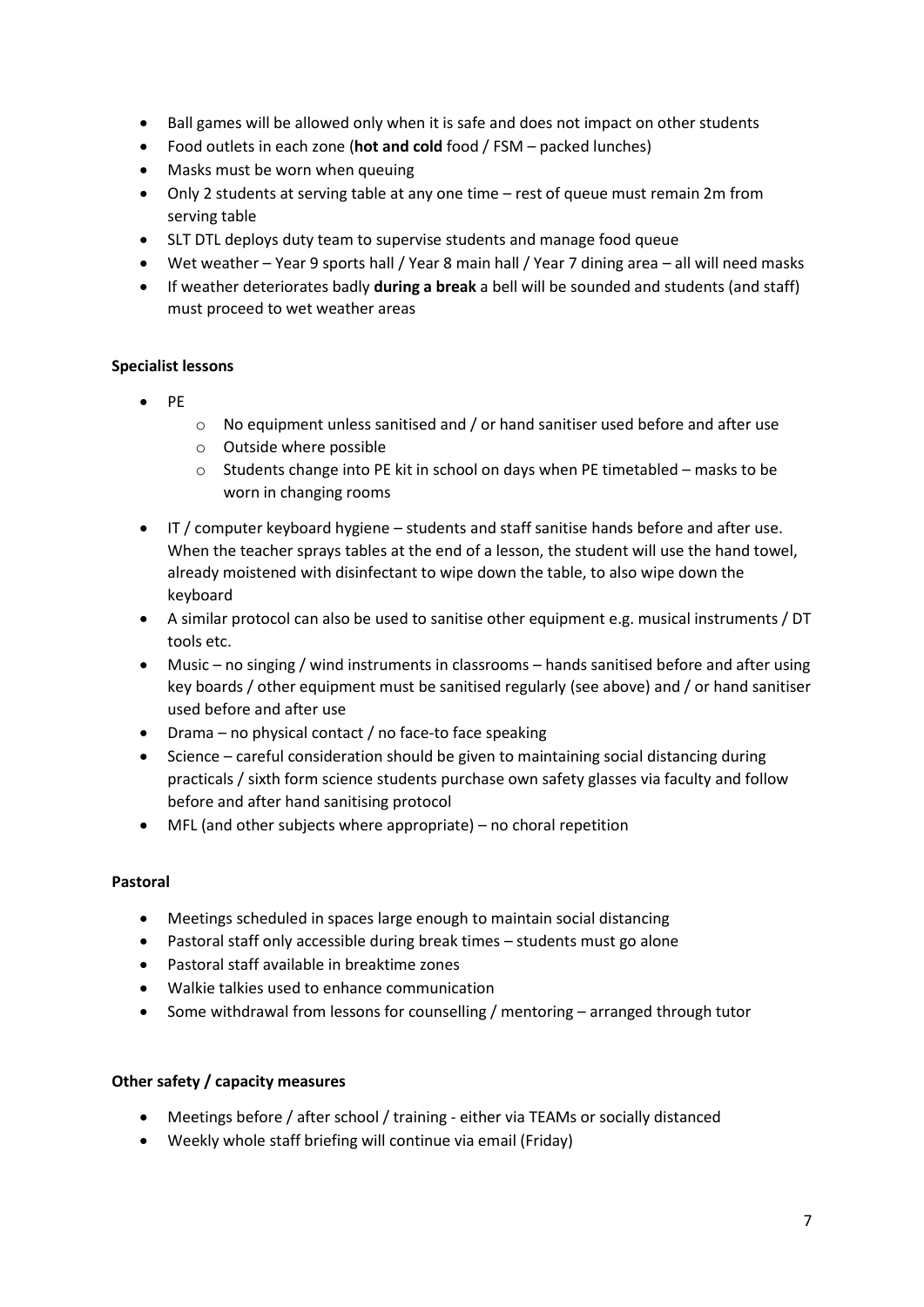- Ball games will be allowed only when it is safe and does not impact on other students
- Food outlets in each zone (**hot and cold** food / FSM – packed lunches)
- Masks must be worn when queuing
- Only 2 students at serving table at any one time – rest of queue must remain 2m from serving table
- SLT DTL deploys duty team to supervise students and manage food queue
- Wet weather – Year 9 sports hall / Year 8 main hall / Year 7 dining area – all will need masks
- If weather deteriorates badly **during a break** a bell will be sounded and students (and staff) must proceed to wet weather areas

**Specialist lessons**

- PE
  - No equipment unless sanitised and / or hand sanitiser used before and after use
  - Outside where possible
  - Students change into PE kit in school on days when PE timetabled – masks to be worn in changing rooms
- IT / computer keyboard hygiene – students and staff sanitise hands before and after use. When the teacher sprays tables at the end of a lesson, the student will use the hand towel, already moistened with disinfectant to wipe down the table, to also wipe down the keyboard
- A similar protocol can also be used to sanitise other equipment e.g. musical instruments / DT tools etc.
- Music – no singing / wind instruments in classrooms – hands sanitised before and after using key boards / other equipment must be sanitised regularly (see above) and / or hand sanitiser used before and after use
- Drama – no physical contact / no face-to face speaking
- Science – careful consideration should be given to maintaining social distancing during practicals / sixth form science students purchase own safety glasses via faculty and follow before and after hand sanitising protocol
- MFL (and other subjects where appropriate) – no choral repetition

**Pastoral**

- Meetings scheduled in spaces large enough to maintain social distancing
- Pastoral staff only accessible during break times – students must go alone
- Pastoral staff available in breaktime zones
- Walkie talkies used to enhance communication
- Some withdrawal from lessons for counselling / mentoring – arranged through tutor

**Other safety / capacity measures**

- Meetings before / after school / training - either via TEAMs or socially distanced
- Weekly whole staff briefing will continue via email (Friday)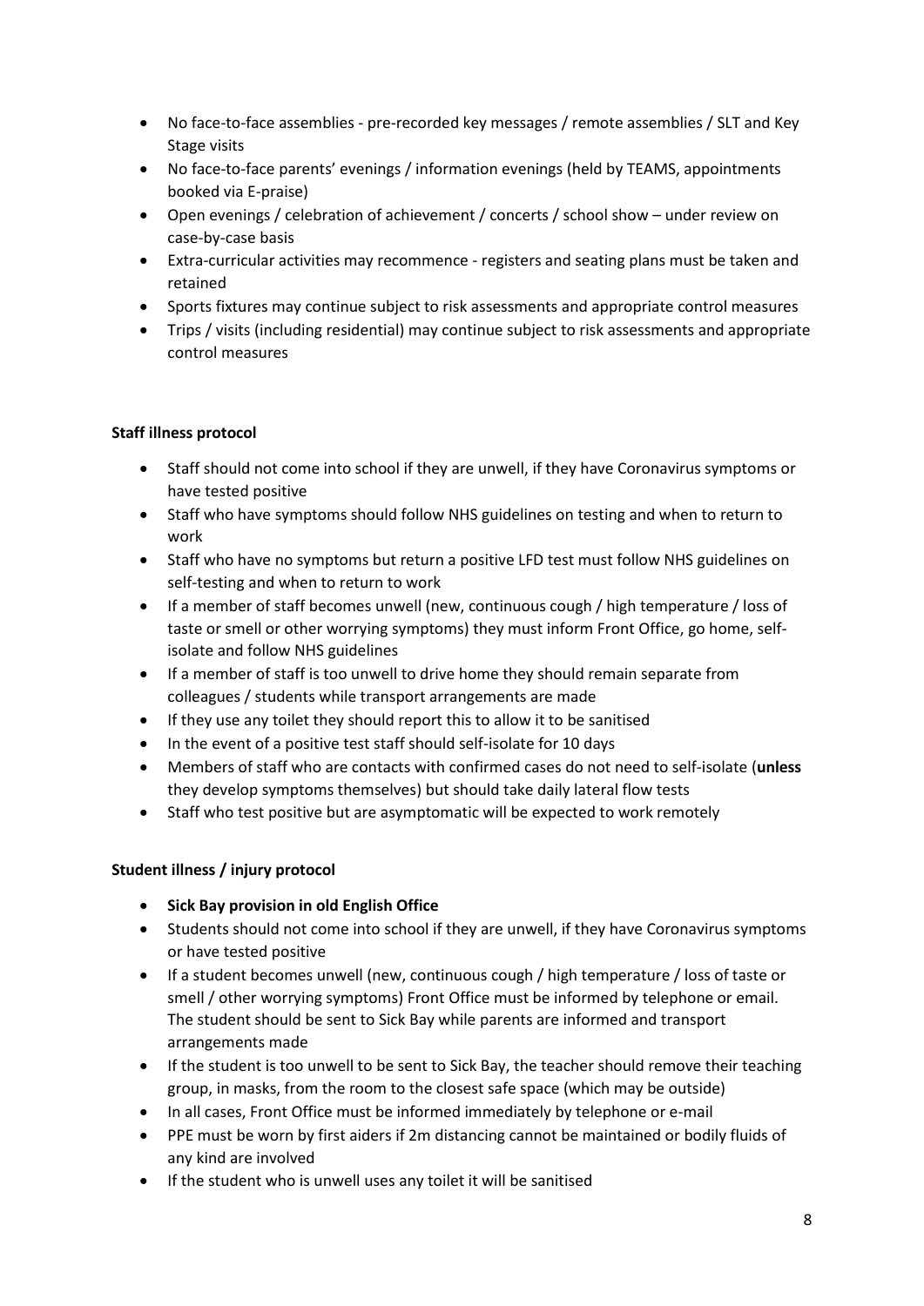- No face-to-face assemblies - pre-recorded key messages / remote assemblies / SLT and Key Stage visits
- No face-to-face parents' evenings / information evenings (held by TEAMS, appointments booked via E-praise)
- Open evenings / celebration of achievement / concerts / school show – under review on case-by-case basis
- Extra-curricular activities may recommence - registers and seating plans must be taken and retained
- Sports fixtures may continue subject to risk assessments and appropriate control measures
- Trips / visits (including residential) may continue subject to risk assessments and appropriate control measures

**Staff illness protocol**

- Staff should not come into school if they are unwell, if they have Coronavirus symptoms or have tested positive
- Staff who have symptoms should follow NHS guidelines on testing and when to return to work
- Staff who have no symptoms but return a positive LFD test must follow NHS guidelines on self-testing and when to return to work
- If a member of staff becomes unwell (new, continuous cough / high temperature / loss of taste or smell or other worrying symptoms) they must inform Front Office, go home, self-isolate and follow NHS guidelines
- If a member of staff is too unwell to drive home they should remain separate from colleagues / students while transport arrangements are made
- If they use any toilet they should report this to allow it to be sanitised
- In the event of a positive test staff should self-isolate for 10 days
- Members of staff who are contacts with confirmed cases do not need to self-isolate (**unless** they develop symptoms themselves) but should take daily lateral flow tests
- Staff who test positive but are asymptomatic will be expected to work remotely

**Student illness / injury protocol**

- **Sick Bay provision in old English Office**
- Students should not come into school if they are unwell, if they have Coronavirus symptoms or have tested positive
- If a student becomes unwell (new, continuous cough / high temperature / loss of taste or smell / other worrying symptoms) Front Office must be informed by telephone or email. The student should be sent to Sick Bay while parents are informed and transport arrangements made
- If the student is too unwell to be sent to Sick Bay, the teacher should remove their teaching group, in masks, from the room to the closest safe space (which may be outside)
- In all cases, Front Office must be informed immediately by telephone or e-mail
- PPE must be worn by first aiders if 2m distancing cannot be maintained or bodily fluids of any kind are involved
- If the student who is unwell uses any toilet it will be sanitised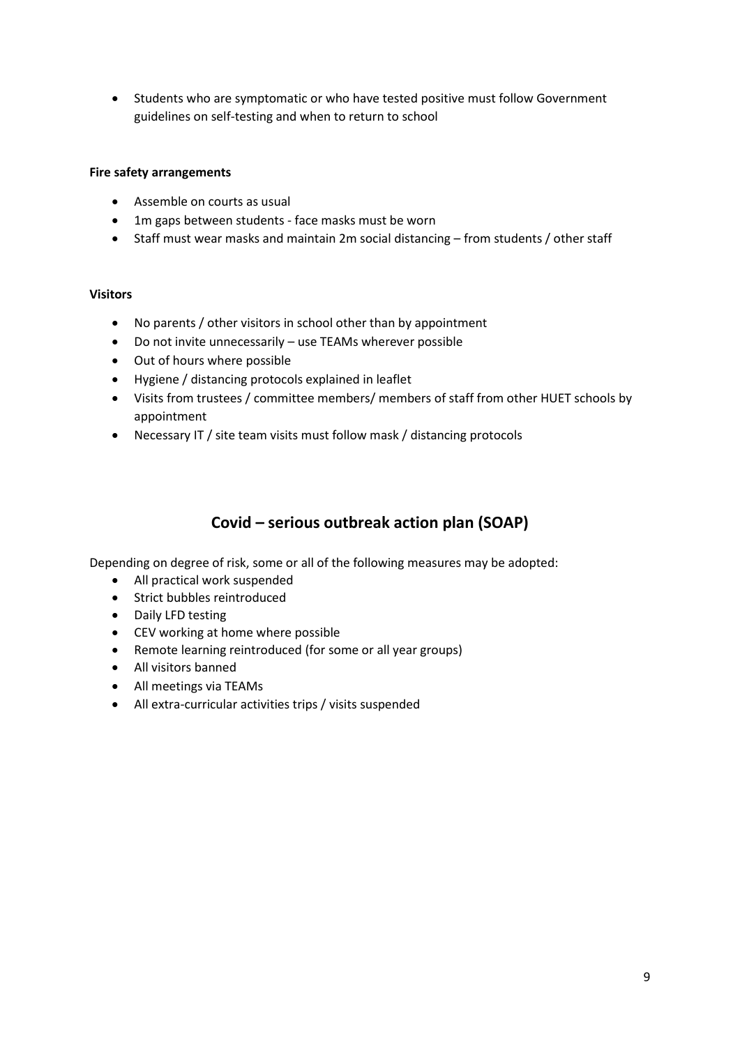- Students who are symptomatic or who have tested positive must follow Government guidelines on self-testing and when to return to school

**Fire safety arrangements**

- Assemble on courts as usual
- 1m gaps between students - face masks must be worn
- Staff must wear masks and maintain 2m social distancing – from students / other staff

**Visitors**

- No parents / other visitors in school other than by appointment
- Do not invite unnecessarily – use TEAMs wherever possible
- Out of hours where possible
- Hygiene / distancing protocols explained in leaflet
- Visits from trustees / committee members/ members of staff from other HUET schools by appointment
- Necessary IT / site team visits must follow mask / distancing protocols

## Covid – serious outbreak action plan (SOAP)

Depending on degree of risk, some or all of the following measures may be adopted:

- All practical work suspended
- Strict bubbles reintroduced
- Daily LFD testing
- CEV working at home where possible
- Remote learning reintroduced (for some or all year groups)
- All visitors banned
- All meetings via TEAMs
- All extra-curricular activities trips / visits suspended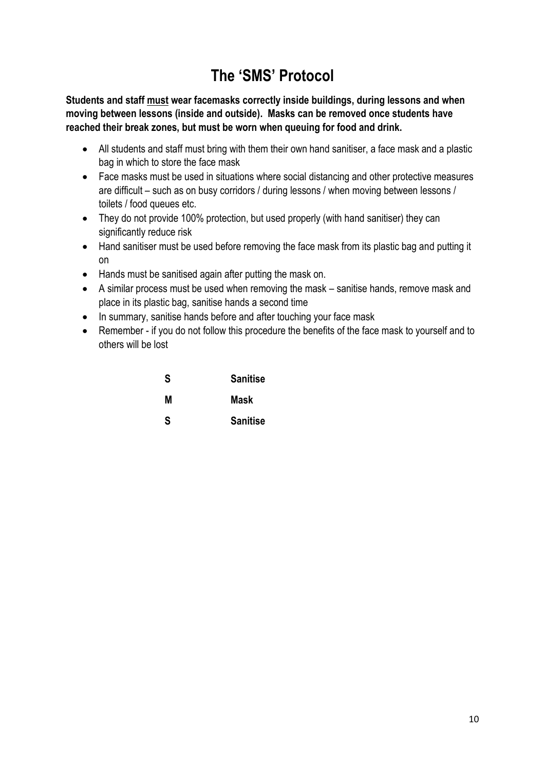# The 'SMS' Protocol

**Students and staff <u>must</u> wear facemasks correctly inside buildings, during lessons and when moving between lessons (inside and outside). Masks can be removed once students have reached their break zones, but must be worn when queuing for food and drink.**

- All students and staff must bring with them their own hand sanitiser, a face mask and a plastic bag in which to store the face mask
- Face masks must be used in situations where social distancing and other protective measures are difficult – such as on busy corridors / during lessons / when moving between lessons / toilets / food queues etc.
- They do not provide 100% protection, but used properly (with hand sanitiser) they can significantly reduce risk
- Hand sanitiser must be used before removing the face mask from its plastic bag and putting it on
- Hands must be sanitised again after putting the mask on.
- A similar process must be used when removing the mask – sanitise hands, remove mask and place in its plastic bag, sanitise hands a second time
- In summary, sanitise hands before and after touching your face mask
- Remember - if you do not follow this procedure the benefits of the face mask to yourself and to others will be lost

| | |
|---|---|
| **S** | **Sanitise** |
| **M** | **Mask** |
| **S** | **Sanitise** |